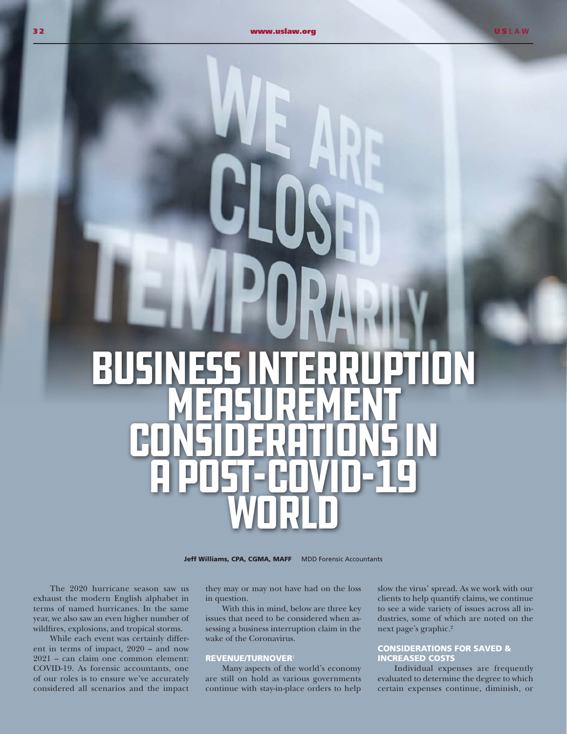# Business Interruption Measurement Considerations in a Post-COVID-19 World

**Jeff Williams, CPA, CGMA, MAFF** MDD Forensic Accountants

The 2020 hurricane season saw us exhaust the modern English alphabet in terms of named hurricanes. In the same year, we also saw an even higher number of wildfires, explosions, and tropical storms.

While each event was certainly different in terms of impact, 2020 – and now 2021 – can claim one common element: COVID-19. As forensic accountants, one of our roles is to ensure we've accurately considered all scenarios and the impact they may or may not have had on the loss in question.

With this in mind, below are three key issues that need to be considered when assessing a business interruption claim in the wake of the Coronavirus.

## REVENUE/TURNOVER[1]

Many aspects of the world's economy are still on hold as various governments continue with stay-in-place orders to help slow the virus' spread. As we work with our clients to help quantify claims, we continue to see a wide variety of issues across all industries, some of which are noted on the next page's graphic.[2]

## CONSIDERATIONS FOR SAVED & INCREASED COSTS

Individual expenses are frequently evaluated to determine the degree to which certain expenses continue, diminish, or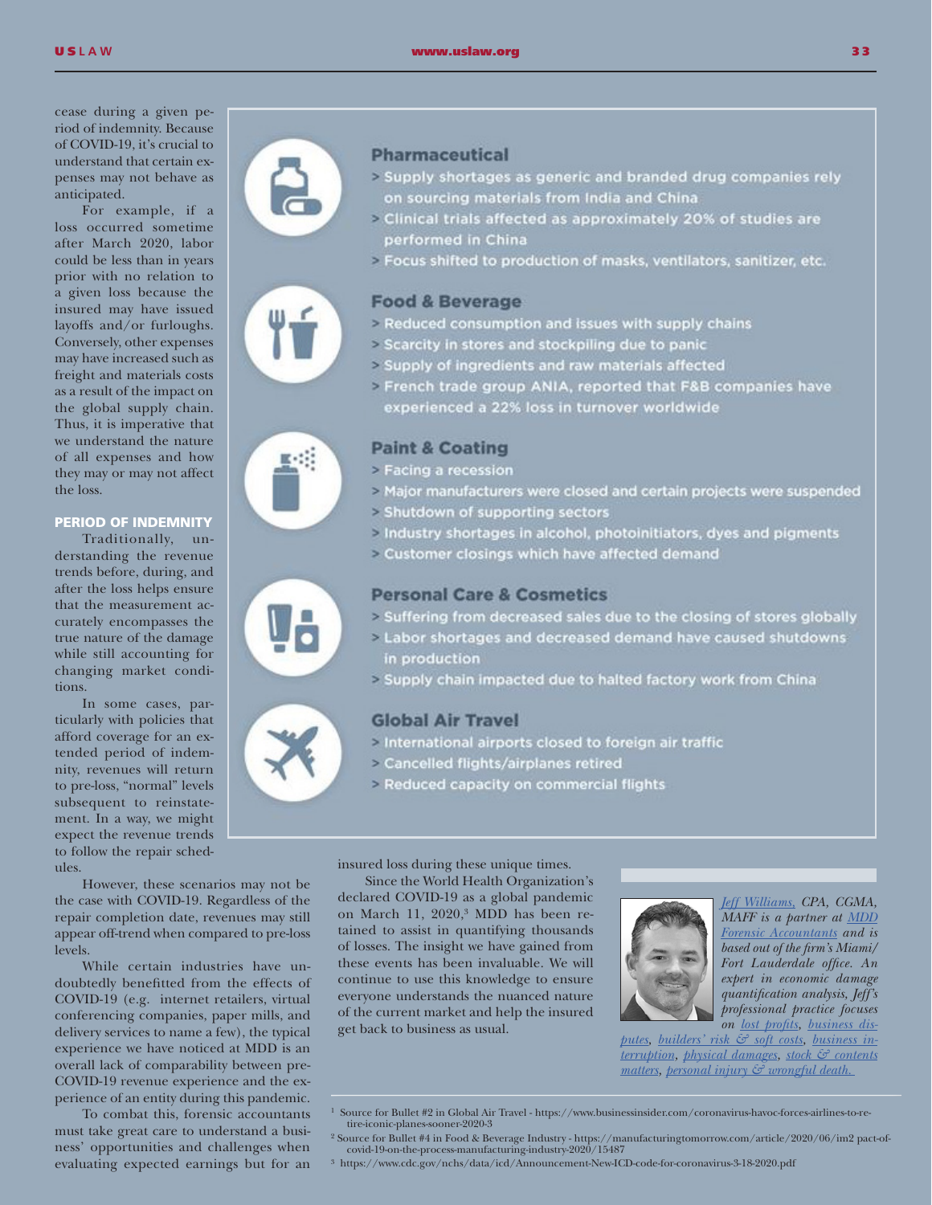cease during a given period of indemnity. Because of COVID-19, it's crucial to understand that certain expenses may not behave as anticipated.

For example, if a loss occurred sometime after March 2020, labor could be less than in years prior with no relation to a given loss because the insured may have issued layoffs and/or furloughs. Conversely, other expenses may have increased such as freight and materials costs as a result of the impact on the global supply chain. Thus, it is imperative that we understand the nature of all expenses and how they may or may not affect the loss.

### PERIOD OF INDEMNITY

Traditionally, understanding the revenue trends before, during, and after the loss helps ensure that the measurement accurately encompasses the true nature of the damage while still accounting for changing market conditions.

In some cases, particularly with policies that afford coverage for an extended period of indemnity, revenues will return to pre-loss, "normal" levels subsequent to reinstatement. In a way, we might expect the revenue trends to follow the repair schedules.

However, these scenarios may not be the case with COVID-19. Regardless of the repair completion date, revenues may still appear off-trend when compared to pre-loss levels.

While certain industries have undoubtedly benefitted from the effects of COVID-19 (e.g. internet retailers, virtual conferencing companies, paper mills, and delivery services to name a few), the typical experience we have noticed at MDD is an overall lack of comparability between pre-COVID-19 revenue experience and the experience of an entity during this pandemic.

To combat this, forensic accountants must take great care to understand a business' opportunities and challenges when evaluating expected earnings but for an insured loss during these unique times.

Since the World Health Organization's declared COVID-19 as a global pandemic on March 11, 2020,[3] MDD has been retained to assist in quantifying thousands of losses. The insight we have gained from these events has been invaluable. We will continue to use this knowledge to ensure everyone understands the nuanced nature of the current market and help the insured get back to business as usual.

#### Pharmaceutical

- > Supply shortages as generic and branded drug companies rely on sourcing materials from India and China
- > Clinical trials affected as approximately 20% of studies are performed in China
- > Focus shifted to production of masks, ventilators, sanitizer, etc.

#### Food & Beverage

- > Reduced consumption and issues with supply chains
- > Scarcity in stores and stockpiling due to panic
- > Supply of ingredients and raw materials affected
- > French trade group ANIA, reported that F&B companies have experienced a 22% loss in turnover worldwide

#### Paint & Coating

- > Facing a recession
- > Major manufacturers were closed and certain projects were suspended
- > Shutdown of supporting sectors
- > Industry shortages in alcohol, photoinitiators, dyes and pigments
- > Customer closings which have affected demand

#### Personal Care & Cosmetics

- > Suffering from decreased sales due to the closing of stores globally
- > Labor shortages and decreased demand have caused shutdowns in production
- > Supply chain impacted due to halted factory work from China

#### Global Air Travel

- > International airports closed to foreign air traffic
- > Cancelled flights/airplanes retired
- > Reduced capacity on commercial flights

*Jeff Williams, CPA, CGMA, MAFF is a partner at MDD Forensic Accountants and is based out of the firm's Miami/ Fort Lauderdale office. An expert in economic damage quantification analysis, Jeff's professional practice focuses on lost profits, business disputes, builders' risk & soft costs, business interruption, physical damages, stock & contents matters, personal injury & wrongful death.*

---

[1] Source for Bullet #2 in Global Air Travel - https://www.businessinsider.com/coronavirus-havoc-forces-airlines-to-retire-iconic-planes-sooner-2020-3

[2] Source for Bullet #4 in Food & Beverage Industry - https://manufacturingtomorrow.com/article/2020/06/im2 pact-of-covid-19-on-the-process-manufacturing-industry-2020/15487

[3] https://www.cdc.gov/nchs/data/icd/Announcement-New-ICD-code-for-coronavirus-3-18-2020.pdf